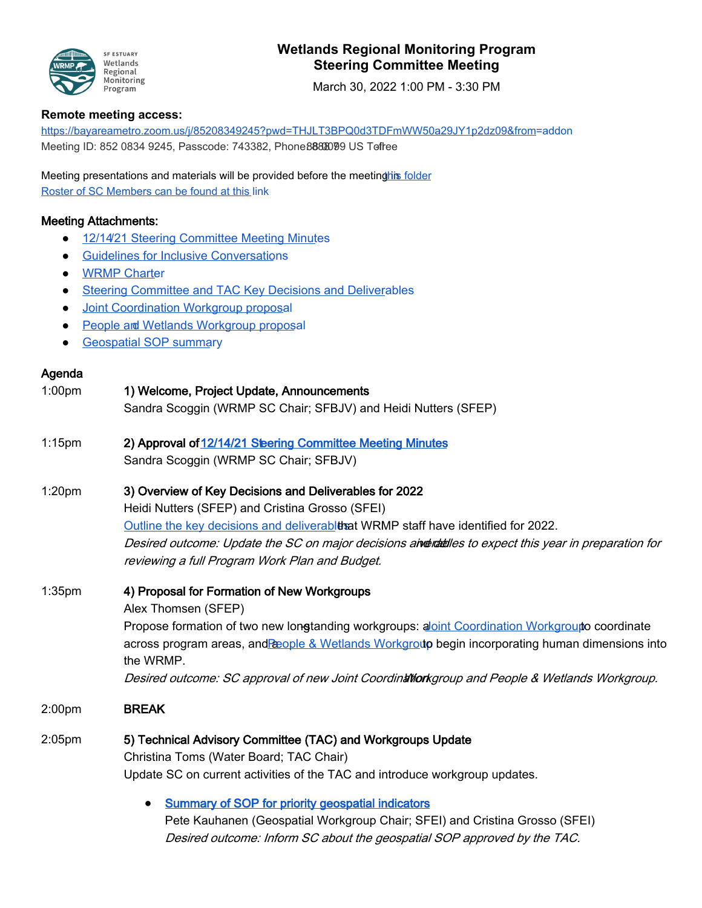# Wetlands Regional Monitoring Program
# Steering Committee Meeting

March 30, 2022 1:00 PM - 3:30 PM

**Remote meeting access:**

https://bayareametro.zoom.us/j/85208349245?pwd=THJLT3BPQ0d3TDFmWW50a29JY1p2dz09&from=addon

Meeting ID: 852 0834 9245, Passcode: 743382, Phone: 888 788 0099 US Toll-free

Meeting presentations and materials will be provided before the meeting in this folder

Roster of SC Members can be found at this link

**Meeting Attachments:**

- 12/14/21 Steering Committee Meeting Minutes
- Guidelines for Inclusive Conversations
- WRMP Charter
- Steering Committee and TAC Key Decisions and Deliverables
- Joint Coordination Workgroup proposal
- People and Wetlands Workgroup proposal
- Geospatial SOP summary

**Agenda**

1:00pm **1) Welcome, Project Update, Announcements**
Sandra Scoggin (WRMP SC Chair; SFBJV) and Heidi Nutters (SFEP)

1:15pm **2) Approval of 12/14/21 Steering Committee Meeting Minutes**
Sandra Scoggin (WRMP SC Chair; SFBJV)

1:20pm **3) Overview of Key Decisions and Deliverables for 2022**
Heidi Nutters (SFEP) and Cristina Grosso (SFEI)
Outline the key decisions and deliverables that WRMP staff have identified for 2022.
*Desired outcome: Update the SC on major decisions and deliverables to expect this year in preparation for reviewing a full Program Work Plan and Budget.*

1:35pm **4) Proposal for Formation of New Workgroups**
Alex Thomsen (SFEP)
Propose formation of two new long-standing workgroups: a Joint Coordination Workgroup to coordinate across program areas, and a People & Wetlands Workgroup to begin incorporating human dimensions into the WRMP.
*Desired outcome: SC approval of new Joint Coordination Workgroup and People & Wetlands Workgroup.*

2:00pm **BREAK**

2:05pm **5) Technical Advisory Committee (TAC) and Workgroups Update**
Christina Toms (Water Board; TAC Chair)
Update SC on current activities of the TAC and introduce workgroup updates.

- **Summary of SOP for priority geospatial indicators**
  Pete Kauhanen (Geospatial Workgroup Chair; SFEI) and Cristina Grosso (SFEI)
  *Desired outcome: Inform SC about the geospatial SOP approved by the TAC.*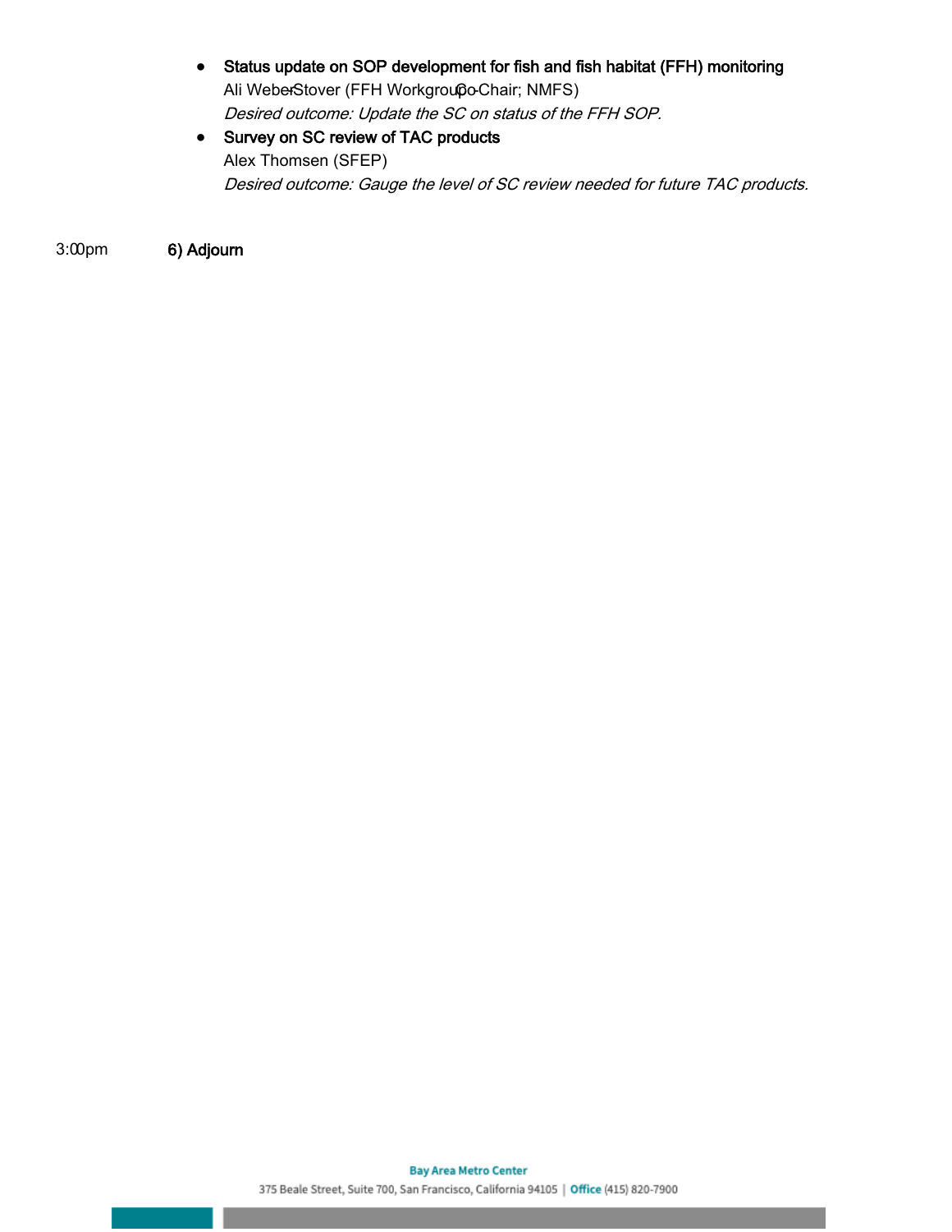- **Status update on SOP development for fish and fish habitat (FFH) monitoring**
  Ali Weber-Stover (FFH Workgroup Co-Chair; NMFS)
  *Desired outcome: Update the SC on status of the FFH SOP.*
- **Survey on SC review of TAC products**
  Alex Thomsen (SFEP)
  *Desired outcome: Gauge the level of SC review needed for future TAC products.*

3:00pm **6) Adjourn**